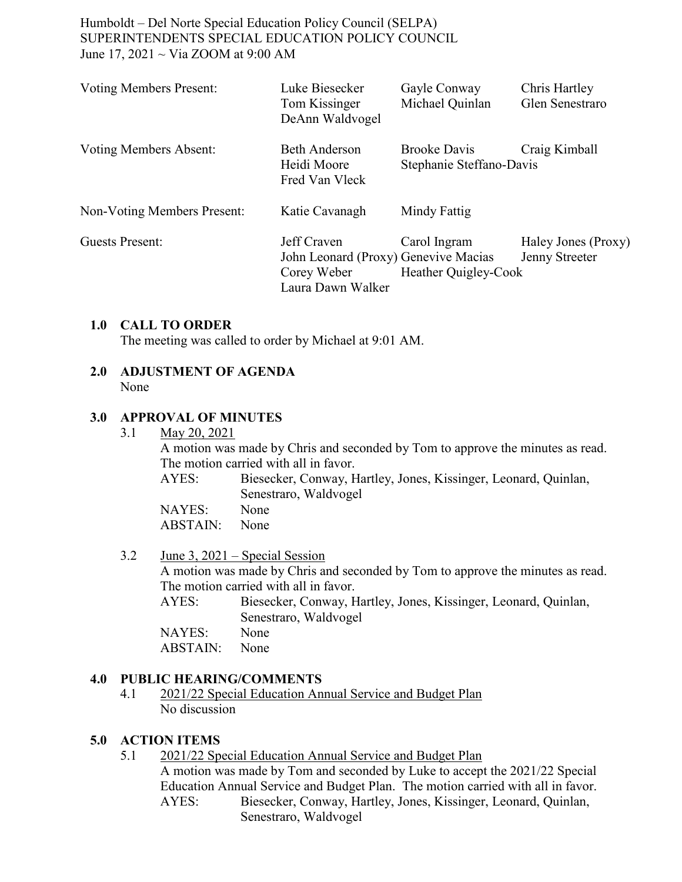Humboldt – Del Norte Special Education Policy Council (SELPA)
SUPERINTENDENTS SPECIAL EDUCATION POLICY COUNCIL
June 17, 2021 ~ Via ZOOM at 9:00 AM

| | | | |
|---|---|---|---|
| Voting Members Present: | Luke Biesecker | Gayle Conway | Chris Hartley |
| | Tom Kissinger | Michael Quinlan | Glen Senestraro |
| | DeAnn Waldvogel | | |
| Voting Members Absent: | Beth Anderson | Brooke Davis | Craig Kimball |
| | Heidi Moore | Stephanie Steffano-Davis | |
| | Fred Van Vleck | | |
| Non-Voting Members Present: | Katie Cavanagh | Mindy Fattig | |
| Guests Present: | Jeff Craven | Carol Ingram | Haley Jones (Proxy) |
| | John Leonard (Proxy) | Genevive Macias | Jenny Streeter |
| | Corey Weber | Heather Quigley-Cook | |
| | Laura Dawn Walker | | |

## 1.0 CALL TO ORDER

The meeting was called to order by Michael at 9:01 AM.

## 2.0 ADJUSTMENT OF AGENDA

None

## 3.0 APPROVAL OF MINUTES

3.1 May 20, 2021

A motion was made by Chris and seconded by Tom to approve the minutes as read. The motion carried with all in favor.

AYES: Biesecker, Conway, Hartley, Jones, Kissinger, Leonard, Quinlan, Senestraro, Waldvogel
NAYES: None
ABSTAIN: None

3.2 June 3, 2021 – Special Session

A motion was made by Chris and seconded by Tom to approve the minutes as read. The motion carried with all in favor.

AYES: Biesecker, Conway, Hartley, Jones, Kissinger, Leonard, Quinlan, Senestraro, Waldvogel
NAYES: None
ABSTAIN: None

## 4.0 PUBLIC HEARING/COMMENTS

4.1 2021/22 Special Education Annual Service and Budget Plan

No discussion

## 5.0 ACTION ITEMS

5.1 2021/22 Special Education Annual Service and Budget Plan

A motion was made by Tom and seconded by Luke to accept the 2021/22 Special Education Annual Service and Budget Plan. The motion carried with all in favor.

AYES: Biesecker, Conway, Hartley, Jones, Kissinger, Leonard, Quinlan, Senestraro, Waldvogel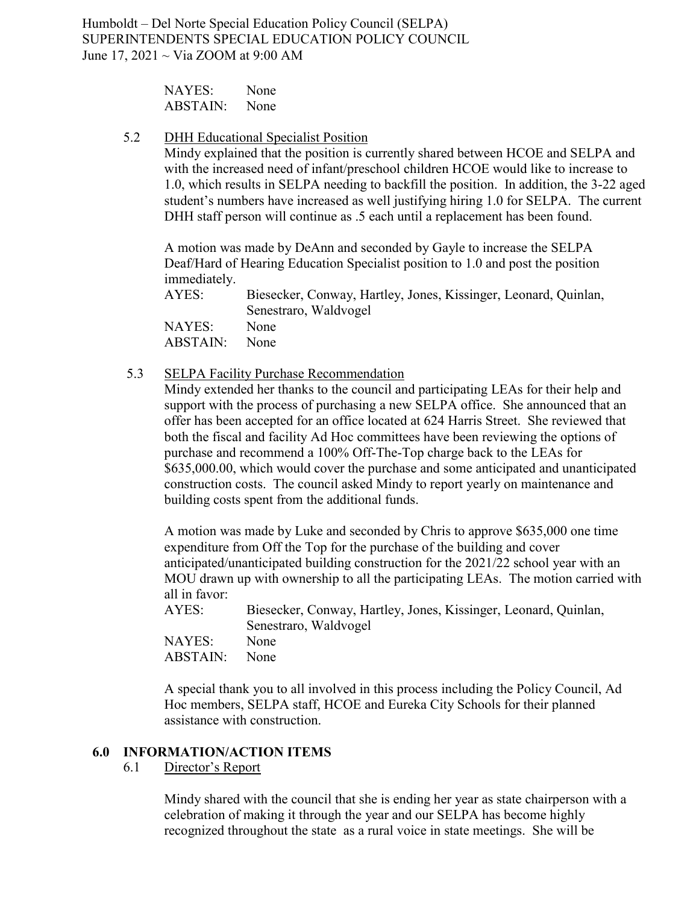NAYES: None
ABSTAIN: None

5.2 DHH Educational Specialist Position

Mindy explained that the position is currently shared between HCOE and SELPA and with the increased need of infant/preschool children HCOE would like to increase to 1.0, which results in SELPA needing to backfill the position. In addition, the 3-22 aged student's numbers have increased as well justifying hiring 1.0 for SELPA. The current DHH staff person will continue as .5 each until a replacement has been found.

A motion was made by DeAnn and seconded by Gayle to increase the SELPA Deaf/Hard of Hearing Education Specialist position to 1.0 and post the position immediately.

AYES: Biesecker, Conway, Hartley, Jones, Kissinger, Leonard, Quinlan, Senestraro, Waldvogel
NAYES: None
ABSTAIN: None

5.3 SELPA Facility Purchase Recommendation

Mindy extended her thanks to the council and participating LEAs for their help and support with the process of purchasing a new SELPA office. She announced that an offer has been accepted for an office located at 624 Harris Street. She reviewed that both the fiscal and facility Ad Hoc committees have been reviewing the options of purchase and recommend a 100% Off-The-Top charge back to the LEAs for $635,000.00, which would cover the purchase and some anticipated and unanticipated construction costs. The council asked Mindy to report yearly on maintenance and building costs spent from the additional funds.

A motion was made by Luke and seconded by Chris to approve $635,000 one time expenditure from Off the Top for the purchase of the building and cover anticipated/unanticipated building construction for the 2021/22 school year with an MOU drawn up with ownership to all the participating LEAs. The motion carried with all in favor:

AYES: Biesecker, Conway, Hartley, Jones, Kissinger, Leonard, Quinlan, Senestraro, Waldvogel
NAYES: None
ABSTAIN: None

A special thank you to all involved in this process including the Policy Council, Ad Hoc members, SELPA staff, HCOE and Eureka City Schools for their planned assistance with construction.

## 6.0 INFORMATION/ACTION ITEMS

6.1 Director's Report

Mindy shared with the council that she is ending her year as state chairperson with a celebration of making it through the year and our SELPA has become highly recognized throughout the state as a rural voice in state meetings. She will be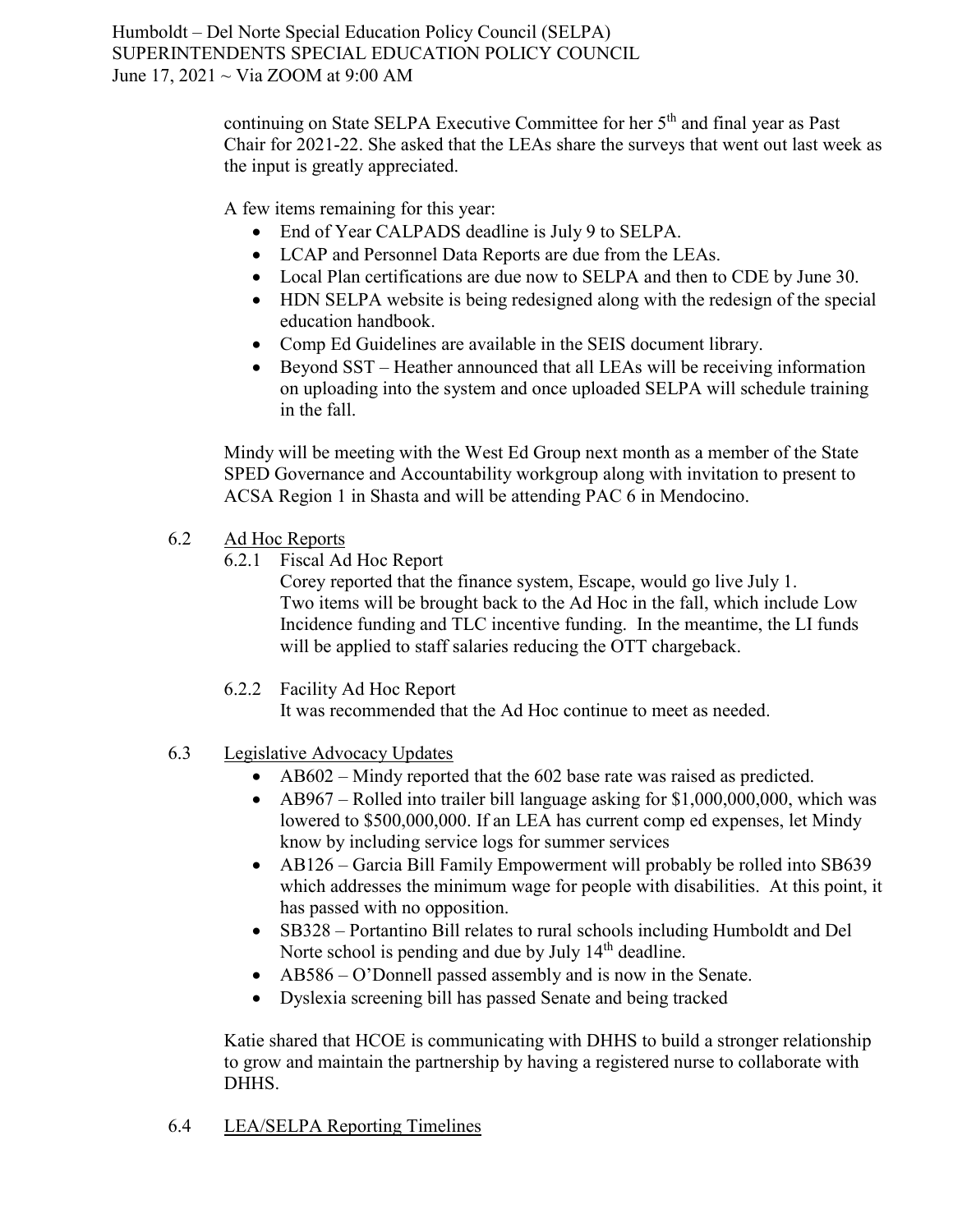continuing on State SELPA Executive Committee for her 5th and final year as Past Chair for 2021-22. She asked that the LEAs share the surveys that went out last week as the input is greatly appreciated.

A few items remaining for this year:

- End of Year CALPADS deadline is July 9 to SELPA.
- LCAP and Personnel Data Reports are due from the LEAs.
- Local Plan certifications are due now to SELPA and then to CDE by June 30.
- HDN SELPA website is being redesigned along with the redesign of the special education handbook.
- Comp Ed Guidelines are available in the SEIS document library.
- Beyond SST – Heather announced that all LEAs will be receiving information on uploading into the system and once uploaded SELPA will schedule training in the fall.

Mindy will be meeting with the West Ed Group next month as a member of the State SPED Governance and Accountability workgroup along with invitation to present to ACSA Region 1 in Shasta and will be attending PAC 6 in Mendocino.

6.2 Ad Hoc Reports

6.2.1 Fiscal Ad Hoc Report

Corey reported that the finance system, Escape, would go live July 1. Two items will be brought back to the Ad Hoc in the fall, which include Low Incidence funding and TLC incentive funding. In the meantime, the LI funds will be applied to staff salaries reducing the OTT chargeback.

6.2.2 Facility Ad Hoc Report

It was recommended that the Ad Hoc continue to meet as needed.

6.3 Legislative Advocacy Updates

- AB602 – Mindy reported that the 602 base rate was raised as predicted.
- AB967 – Rolled into trailer bill language asking for $1,000,000,000, which was lowered to $500,000,000. If an LEA has current comp ed expenses, let Mindy know by including service logs for summer services
- AB126 – Garcia Bill Family Empowerment will probably be rolled into SB639 which addresses the minimum wage for people with disabilities. At this point, it has passed with no opposition.
- SB328 – Portantino Bill relates to rural schools including Humboldt and Del Norte school is pending and due by July 14th deadline.
- AB586 – O'Donnell passed assembly and is now in the Senate.
- Dyslexia screening bill has passed Senate and being tracked

Katie shared that HCOE is communicating with DHHS to build a stronger relationship to grow and maintain the partnership by having a registered nurse to collaborate with DHHS.

6.4 LEA/SELPA Reporting Timelines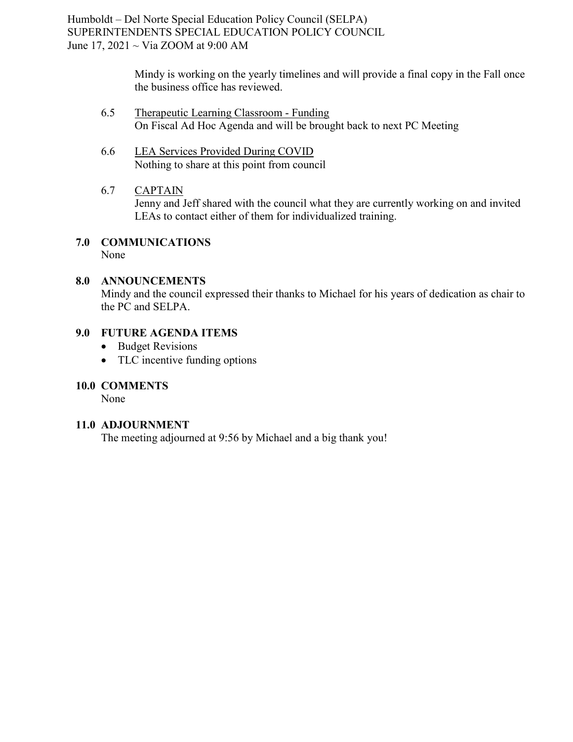Mindy is working on the yearly timelines and will provide a final copy in the Fall once the business office has reviewed.

6.5 Therapeutic Learning Classroom - Funding
On Fiscal Ad Hoc Agenda and will be brought back to next PC Meeting

6.6 LEA Services Provided During COVID
Nothing to share at this point from council

6.7 CAPTAIN
Jenny and Jeff shared with the council what they are currently working on and invited LEAs to contact either of them for individualized training.

## 7.0 COMMUNICATIONS

None

## 8.0 ANNOUNCEMENTS

Mindy and the council expressed their thanks to Michael for his years of dedication as chair to the PC and SELPA.

## 9.0 FUTURE AGENDA ITEMS

- Budget Revisions
- TLC incentive funding options

## 10.0 COMMENTS

None

## 11.0 ADJOURNMENT

The meeting adjourned at 9:56 by Michael and a big thank you!